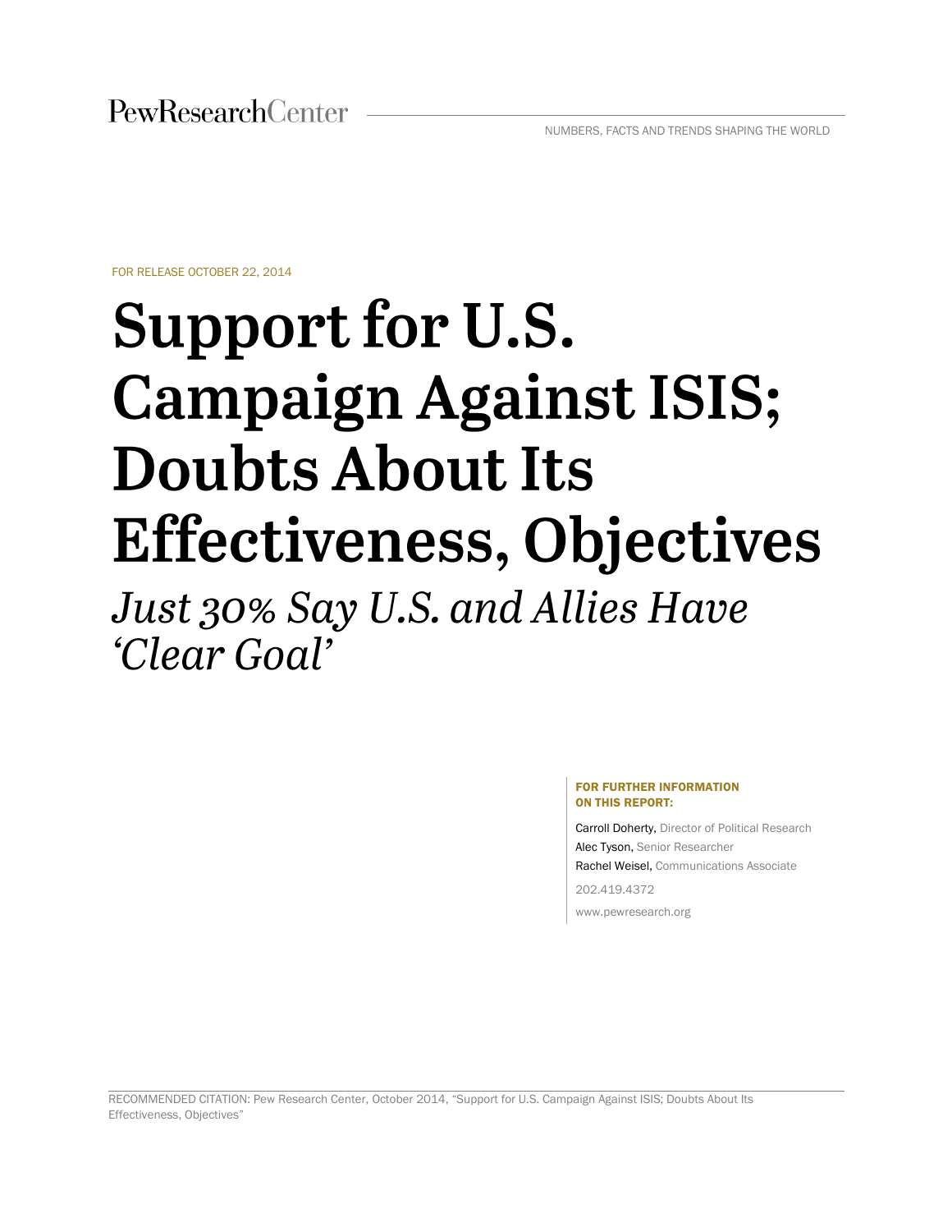PewResearchCenter

NUMBERS, FACTS AND TRENDS SHAPING THE WORLD

FOR RELEASE OCTOBER 22, 2014

# Support for U.S. Campaign Against ISIS; Doubts About Its Effectiveness, Objectives

## *Just 30% Say U.S. and Allies Have 'Clear Goal'*

**FOR FURTHER INFORMATION ON THIS REPORT:**

Carroll Doherty, Director of Political Research
Alec Tyson, Senior Researcher
Rachel Weisel, Communications Associate

202.419.4372

www.pewresearch.org

RECOMMENDED CITATION: Pew Research Center, October 2014, "Support for U.S. Campaign Against ISIS; Doubts About Its Effectiveness, Objectives"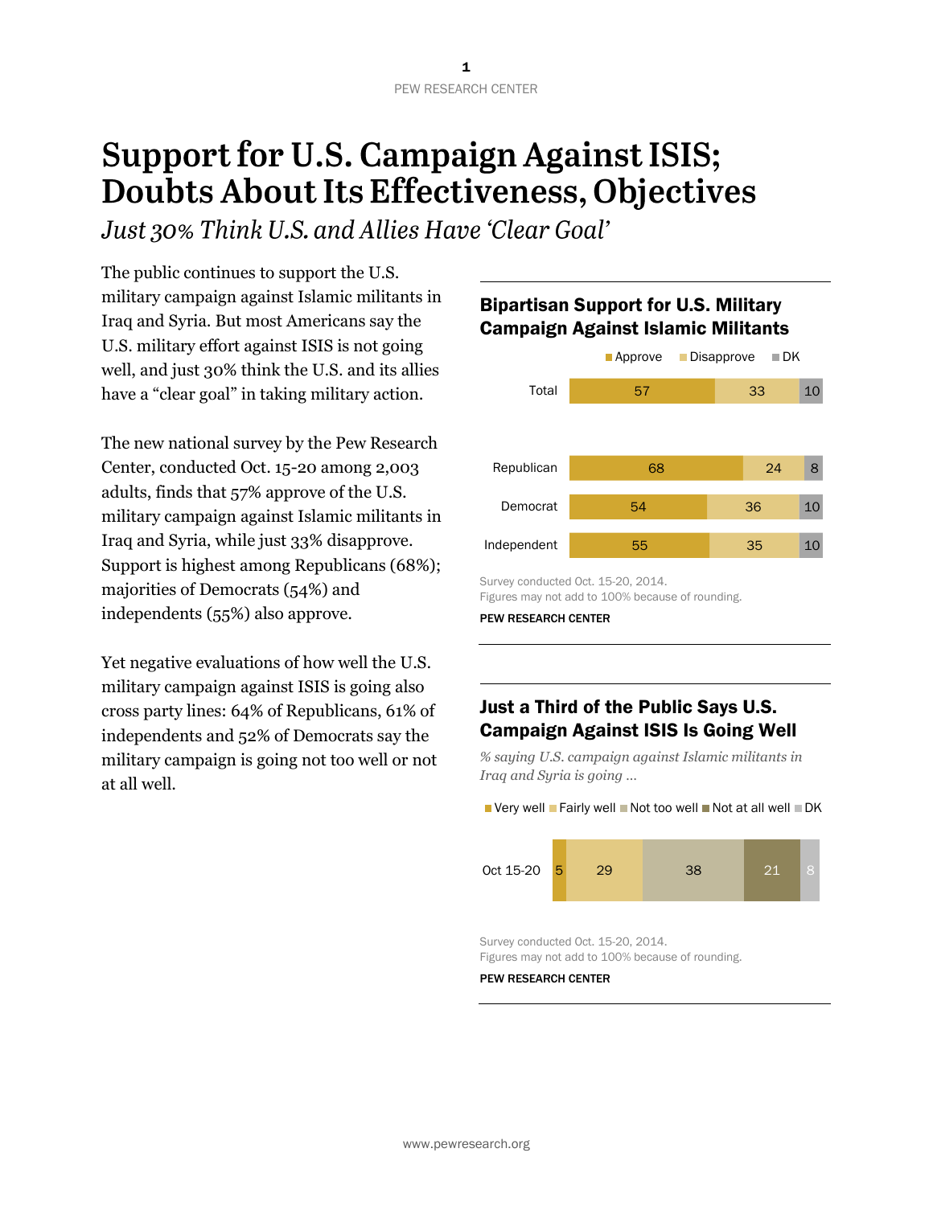# Support for U.S. Campaign Against ISIS; Doubts About Its Effectiveness, Objectives

*Just 30% Think U.S. and Allies Have 'Clear Goal'*

The public continues to support the U.S. military campaign against Islamic militants in Iraq and Syria. But most Americans say the U.S. military effort against ISIS is not going well, and just 30% think the U.S. and its allies have a "clear goal" in taking military action.

The new national survey by the Pew Research Center, conducted Oct. 15-20 among 2,003 adults, finds that 57% approve of the U.S. military campaign against Islamic militants in Iraq and Syria, while just 33% disapprove. Support is highest among Republicans (68%); majorities of Democrats (54%) and independents (55%) also approve.

Yet negative evaluations of how well the U.S. military campaign against ISIS is going also cross party lines: 64% of Republicans, 61% of independents and 52% of Democrats say the military campaign is going not too well or not at all well.

### Bipartisan Support for U.S. Military Campaign Against Islamic Militants

| | Approve | Disapprove | DK |
|---|---|---|---|
| Total | 57 | 33 | 10 |
| Republican | 68 | 24 | 8 |
| Democrat | 54 | 36 | 10 |
| Independent | 55 | 35 | 10 |

Survey conducted Oct. 15-20, 2014.
Figures may not add to 100% because of rounding.

PEW RESEARCH CENTER

### Just a Third of the Public Says U.S. Campaign Against ISIS Is Going Well

*% saying U.S. campaign against Islamic militants in Iraq and Syria is going …*

| | Very well | Fairly well | Not too well | Not at all well | DK |
|---|---|---|---|---|---|
| Oct 15-20 | 5 | 29 | 38 | 21 | 8 |

Survey conducted Oct. 15-20, 2014.
Figures may not add to 100% because of rounding.

PEW RESEARCH CENTER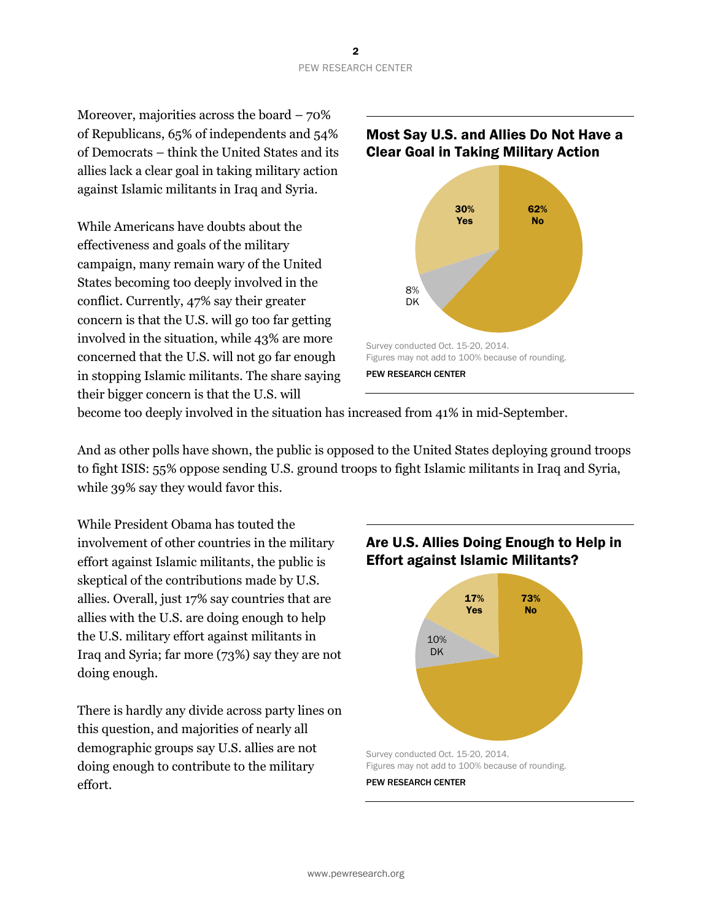Moreover, majorities across the board – 70% of Republicans, 65% of independents and 54% of Democrats – think the United States and its allies lack a clear goal in taking military action against Islamic militants in Iraq and Syria.

While Americans have doubts about the effectiveness and goals of the military campaign, many remain wary of the United States becoming too deeply involved in the conflict. Currently, 47% say their greater concern is that the U.S. will go too far getting involved in the situation, while 43% are more concerned that the U.S. will not go far enough in stopping Islamic militants. The share saying their bigger concern is that the U.S. will become too deeply involved in the situation has increased from 41% in mid-September.

**Most Say U.S. and Allies Do Not Have a Clear Goal in Taking Military Action**

| Response | % |
| --- | --- |
| No | 62% |
| Yes | 30% |
| DK | 8% |

Survey conducted Oct. 15-20, 2014.
Figures may not add to 100% because of rounding.

PEW RESEARCH CENTER

And as other polls have shown, the public is opposed to the United States deploying ground troops to fight ISIS: 55% oppose sending U.S. ground troops to fight Islamic militants in Iraq and Syria, while 39% say they would favor this.

While President Obama has touted the involvement of other countries in the military effort against Islamic militants, the public is skeptical of the contributions made by U.S. allies. Overall, just 17% say countries that are allies with the U.S. are doing enough to help the U.S. military effort against militants in Iraq and Syria; far more (73%) say they are not doing enough.

There is hardly any divide across party lines on this question, and majorities of nearly all demographic groups say U.S. allies are not doing enough to contribute to the military effort.

**Are U.S. Allies Doing Enough to Help in Effort against Islamic Militants?**

| Response | % |
| --- | --- |
| No | 73% |
| Yes | 17% |
| DK | 10% |

Survey conducted Oct. 15-20, 2014.
Figures may not add to 100% because of rounding.

PEW RESEARCH CENTER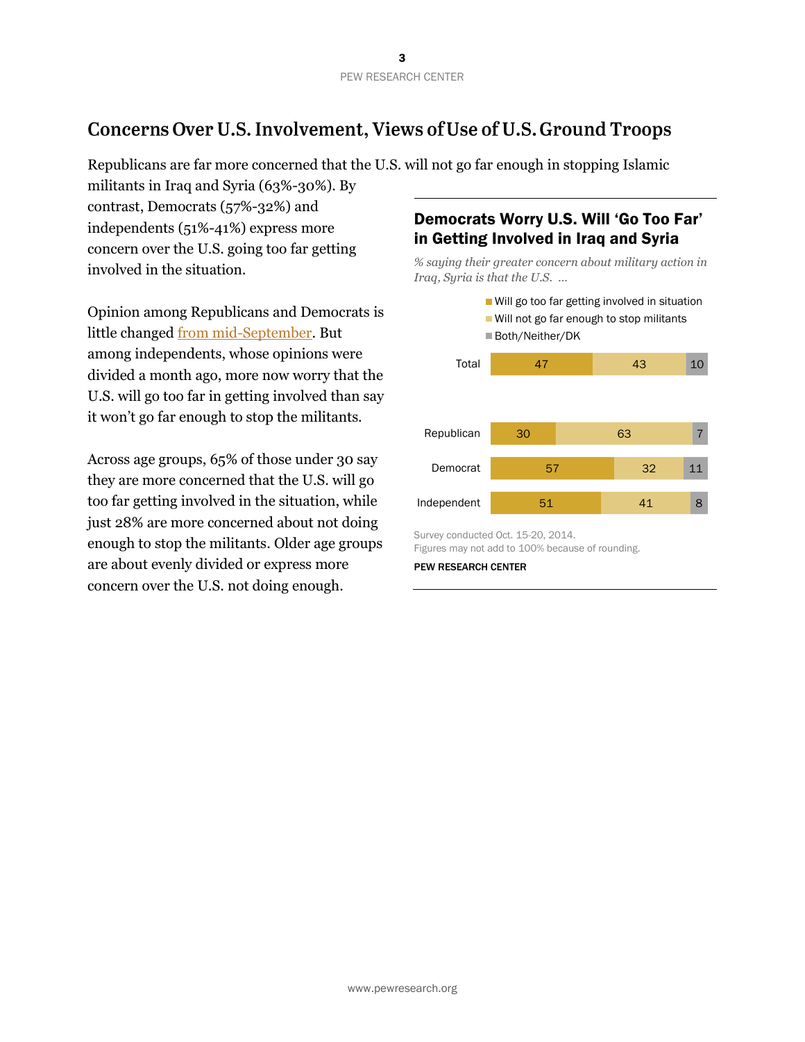## Concerns Over U.S. Involvement, Views of Use of U.S. Ground Troops

Republicans are far more concerned that the U.S. will not go far enough in stopping Islamic militants in Iraq and Syria (63%-30%). By contrast, Democrats (57%-32%) and independents (51%-41%) express more concern over the U.S. going too far getting involved in the situation.

Opinion among Republicans and Democrats is little changed from mid-September. But among independents, whose opinions were divided a month ago, more now worry that the U.S. will go too far in getting involved than say it won't go far enough to stop the militants.

Across age groups, 65% of those under 30 say they are more concerned that the U.S. will go too far getting involved in the situation, while just 28% are more concerned about not doing enough to stop the militants. Older age groups are about evenly divided or express more concern over the U.S. not doing enough.

### Democrats Worry U.S. Will 'Go Too Far' in Getting Involved in Iraq and Syria

*% saying their greater concern about military action in Iraq, Syria is that the U.S. ...*

| | Will go too far getting involved in situation | Will not go far enough to stop militants | Both/Neither/DK |
|---|---|---|---|
| Total | 47 | 43 | 10 |
| Republican | 30 | 63 | 7 |
| Democrat | 57 | 32 | 11 |
| Independent | 51 | 41 | 8 |

Survey conducted Oct. 15-20, 2014.
Figures may not add to 100% because of rounding.

PEW RESEARCH CENTER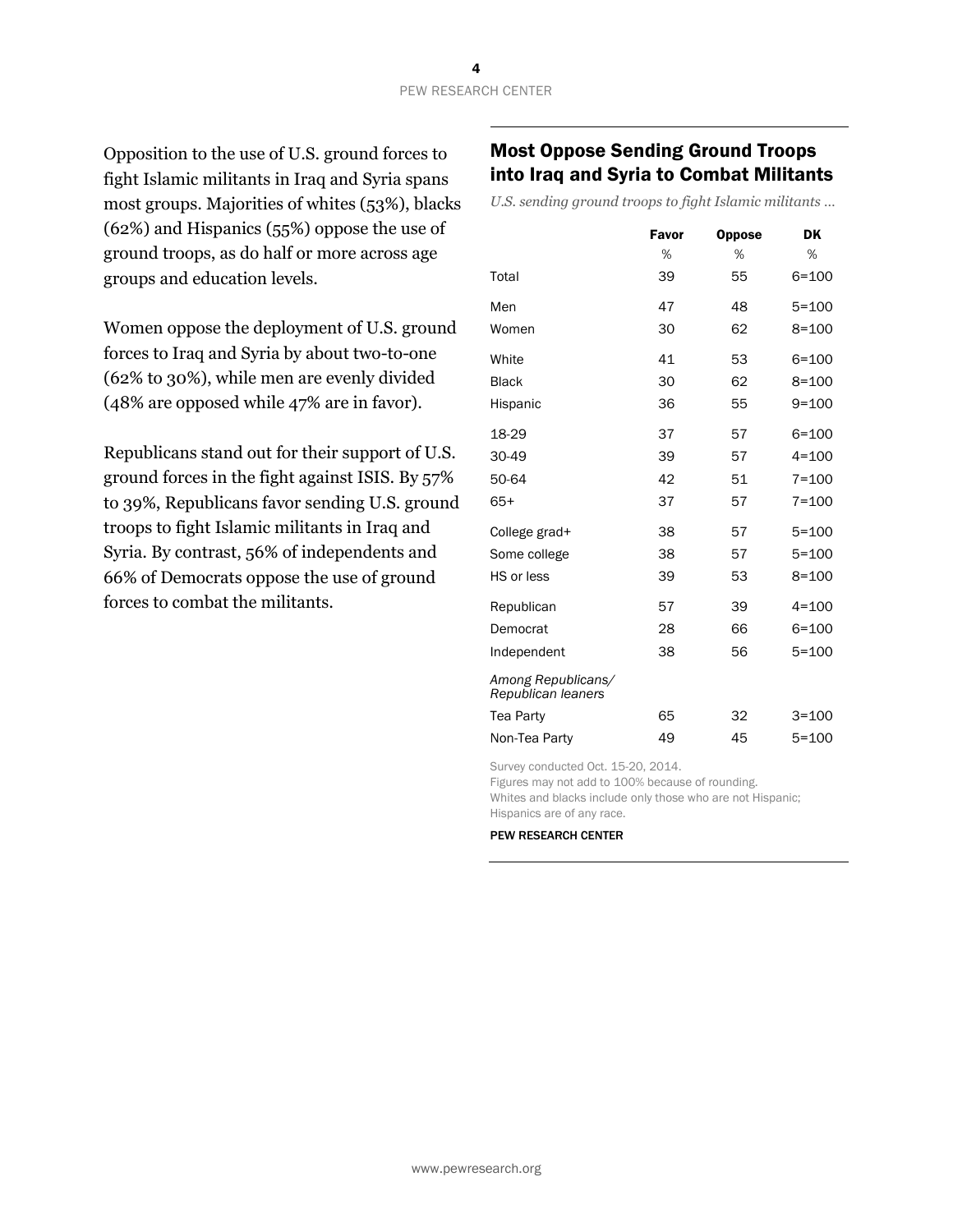Opposition to the use of U.S. ground forces to fight Islamic militants in Iraq and Syria spans most groups. Majorities of whites (53%), blacks (62%) and Hispanics (55%) oppose the use of ground troops, as do half or more across age groups and education levels.

Women oppose the deployment of U.S. ground forces to Iraq and Syria by about two-to-one (62% to 30%), while men are evenly divided (48% are opposed while 47% are in favor).

Republicans stand out for their support of U.S. ground forces in the fight against ISIS. By 57% to 39%, Republicans favor sending U.S. ground troops to fight Islamic militants in Iraq and Syria. By contrast, 56% of independents and 66% of Democrats oppose the use of ground forces to combat the militants.

## Most Oppose Sending Ground Troops into Iraq and Syria to Combat Militants

*U.S. sending ground troops to fight Islamic militants …*

| | Favor | Oppose | DK |
|---|---|---|---|
| | % | % | % |
| Total | 39 | 55 | 6=100 |
| Men | 47 | 48 | 5=100 |
| Women | 30 | 62 | 8=100 |
| White | 41 | 53 | 6=100 |
| Black | 30 | 62 | 8=100 |
| Hispanic | 36 | 55 | 9=100 |
| 18-29 | 37 | 57 | 6=100 |
| 30-49 | 39 | 57 | 4=100 |
| 50-64 | 42 | 51 | 7=100 |
| 65+ | 37 | 57 | 7=100 |
| College grad+ | 38 | 57 | 5=100 |
| Some college | 38 | 57 | 5=100 |
| HS or less | 39 | 53 | 8=100 |
| Republican | 57 | 39 | 4=100 |
| Democrat | 28 | 66 | 6=100 |
| Independent | 38 | 56 | 5=100 |
| *Among Republicans/ Republican leaners* | | | |
| Tea Party | 65 | 32 | 3=100 |
| Non-Tea Party | 49 | 45 | 5=100 |

Survey conducted Oct. 15-20, 2014.
Figures may not add to 100% because of rounding.
Whites and blacks include only those who are not Hispanic; Hispanics are of any race.

PEW RESEARCH CENTER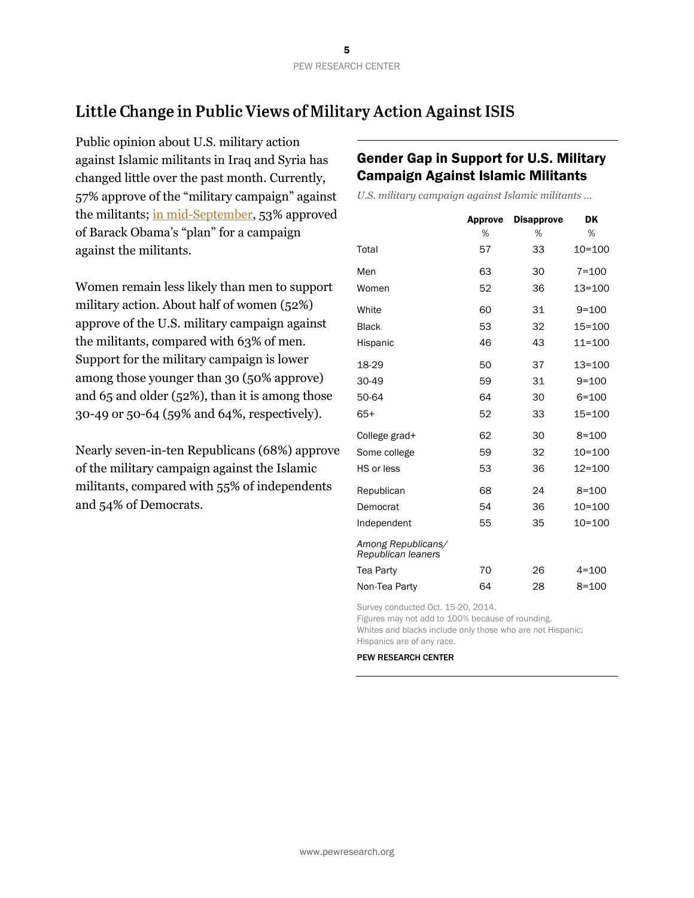# Little Change in Public Views of Military Action Against ISIS

Public opinion about U.S. military action against Islamic militants in Iraq and Syria has changed little over the past month. Currently, 57% approve of the "military campaign" against the militants; in mid-September, 53% approved of Barack Obama's "plan" for a campaign against the militants.

Women remain less likely than men to support military action. About half of women (52%) approve of the U.S. military campaign against the militants, compared with 63% of men. Support for the military campaign is lower among those younger than 30 (50% approve) and 65 and older (52%), than it is among those 30-49 or 50-64 (59% and 64%, respectively).

Nearly seven-in-ten Republicans (68%) approve of the military campaign against the Islamic militants, compared with 55% of independents and 54% of Democrats.

## Gender Gap in Support for U.S. Military Campaign Against Islamic Militants

*U.S. military campaign against Islamic militants …*

| | Approve | Disapprove | DK |
|---|---|---|---|
| | % | % | % |
| Total | 57 | 33 | 10=100 |
| Men | 63 | 30 | 7=100 |
| Women | 52 | 36 | 13=100 |
| White | 60 | 31 | 9=100 |
| Black | 53 | 32 | 15=100 |
| Hispanic | 46 | 43 | 11=100 |
| 18-29 | 50 | 37 | 13=100 |
| 30-49 | 59 | 31 | 9=100 |
| 50-64 | 64 | 30 | 6=100 |
| 65+ | 52 | 33 | 15=100 |
| College grad+ | 62 | 30 | 8=100 |
| Some college | 59 | 32 | 10=100 |
| HS or less | 53 | 36 | 12=100 |
| Republican | 68 | 24 | 8=100 |
| Democrat | 54 | 36 | 10=100 |
| Independent | 55 | 35 | 10=100 |
| *Among Republicans/ Republican leaners* | | | |
| Tea Party | 70 | 26 | 4=100 |
| Non-Tea Party | 64 | 28 | 8=100 |

Survey conducted Oct. 15-20, 2014.
Figures may not add to 100% because of rounding.
Whites and blacks include only those who are not Hispanic; Hispanics are of any race.

PEW RESEARCH CENTER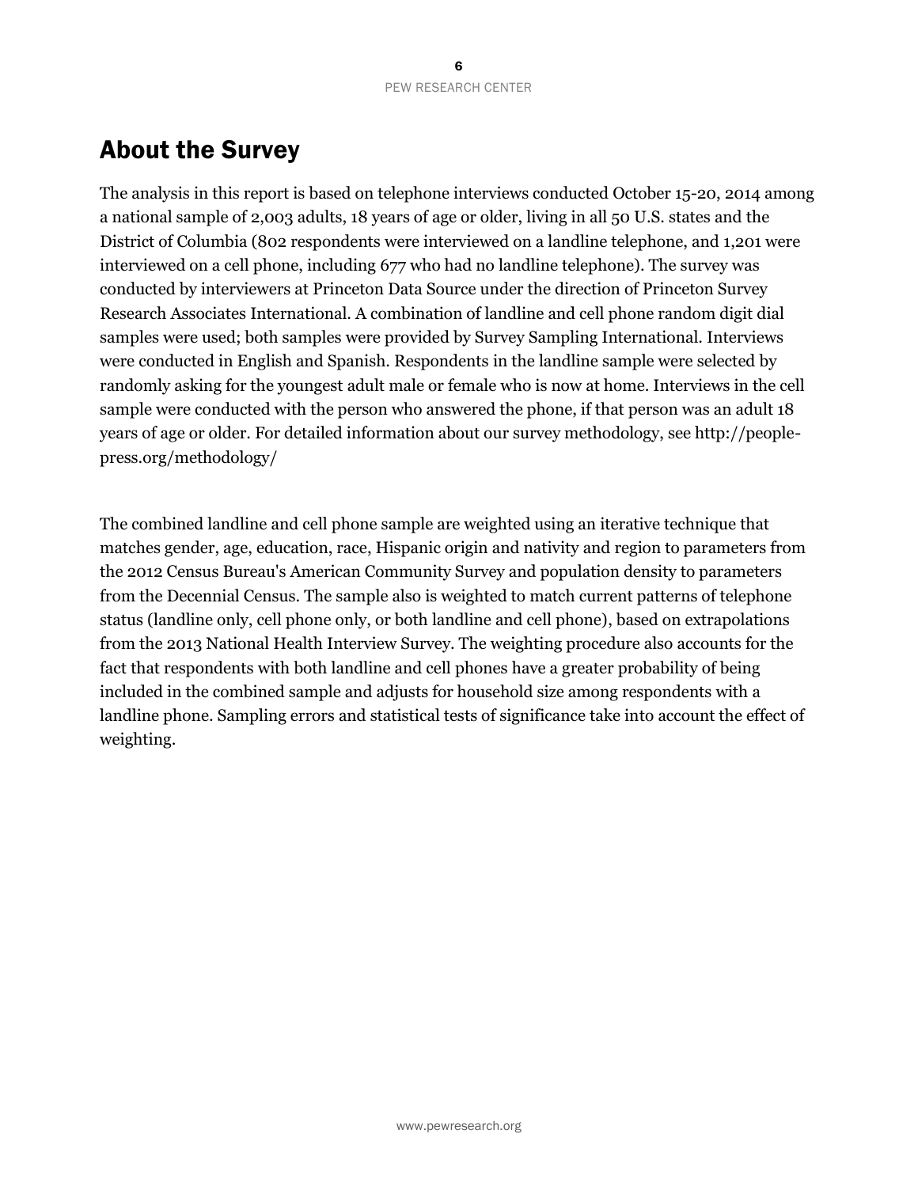## About the Survey

The analysis in this report is based on telephone interviews conducted October 15-20, 2014 among a national sample of 2,003 adults, 18 years of age or older, living in all 50 U.S. states and the District of Columbia (802 respondents were interviewed on a landline telephone, and 1,201 were interviewed on a cell phone, including 677 who had no landline telephone). The survey was conducted by interviewers at Princeton Data Source under the direction of Princeton Survey Research Associates International. A combination of landline and cell phone random digit dial samples were used; both samples were provided by Survey Sampling International. Interviews were conducted in English and Spanish. Respondents in the landline sample were selected by randomly asking for the youngest adult male or female who is now at home. Interviews in the cell sample were conducted with the person who answered the phone, if that person was an adult 18 years of age or older. For detailed information about our survey methodology, see http://people-press.org/methodology/

The combined landline and cell phone sample are weighted using an iterative technique that matches gender, age, education, race, Hispanic origin and nativity and region to parameters from the 2012 Census Bureau's American Community Survey and population density to parameters from the Decennial Census. The sample also is weighted to match current patterns of telephone status (landline only, cell phone only, or both landline and cell phone), based on extrapolations from the 2013 National Health Interview Survey. The weighting procedure also accounts for the fact that respondents with both landline and cell phones have a greater probability of being included in the combined sample and adjusts for household size among respondents with a landline phone. Sampling errors and statistical tests of significance take into account the effect of weighting.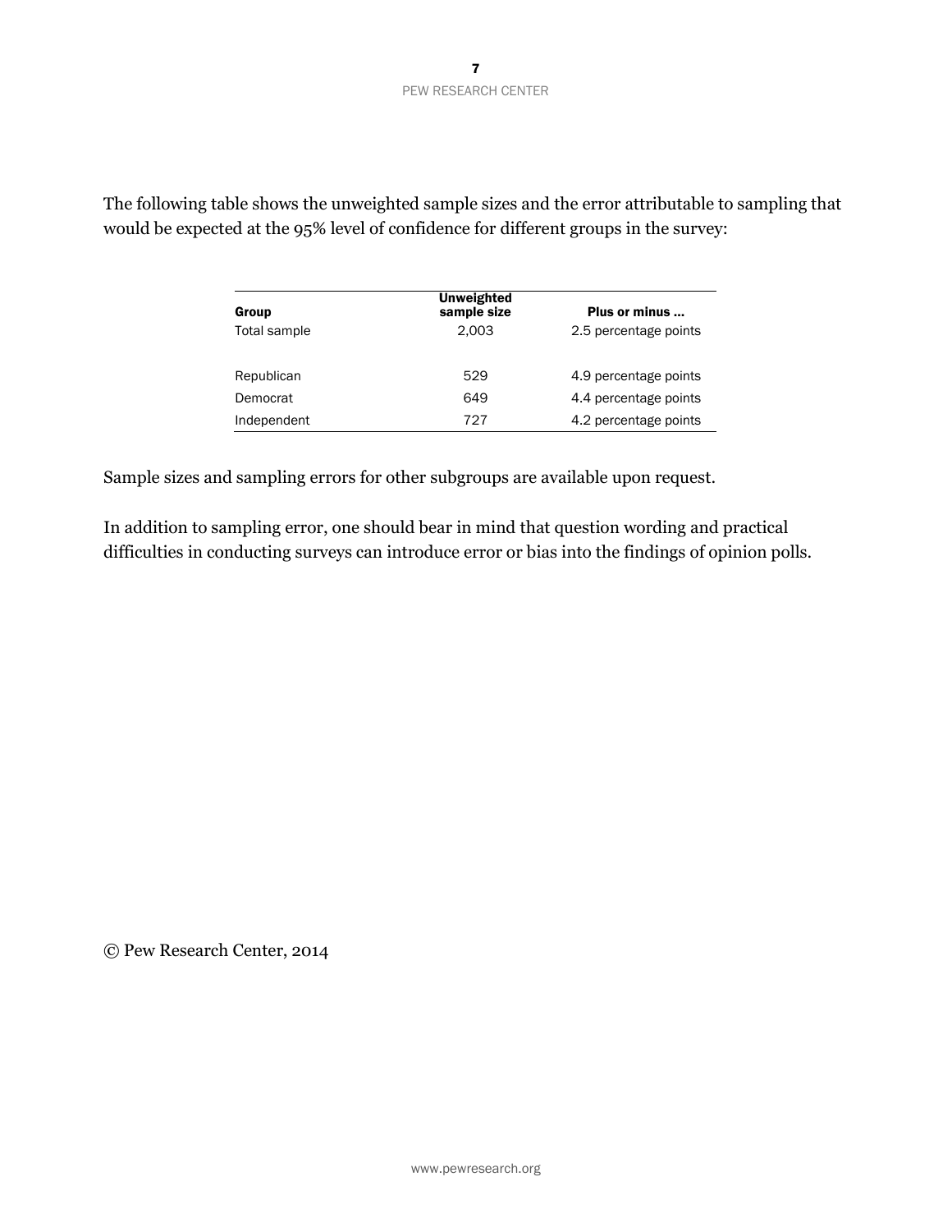The following table shows the unweighted sample sizes and the error attributable to sampling that would be expected at the 95% level of confidence for different groups in the survey:

| Group | Unweighted sample size | Plus or minus ... |
|---|---|---|
| Total sample | 2,003 | 2.5 percentage points |
| | | |
| Republican | 529 | 4.9 percentage points |
| Democrat | 649 | 4.4 percentage points |
| Independent | 727 | 4.2 percentage points |

Sample sizes and sampling errors for other subgroups are available upon request.

In addition to sampling error, one should bear in mind that question wording and practical difficulties in conducting surveys can introduce error or bias into the findings of opinion polls.

© Pew Research Center, 2014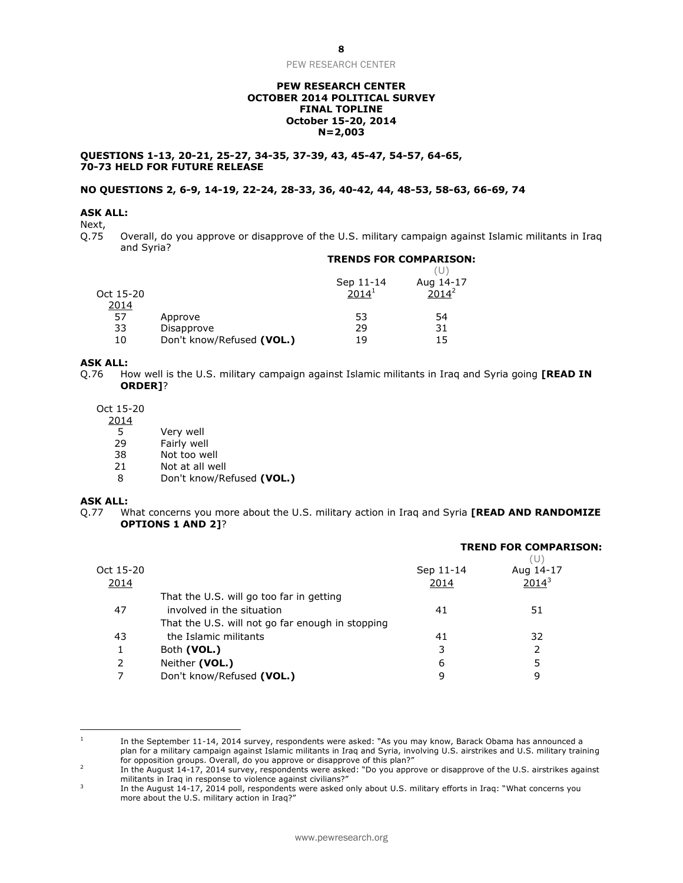PEW RESEARCH CENTER
OCTOBER 2014 POLITICAL SURVEY
FINAL TOPLINE
October 15-20, 2014
N=2,003

**QUESTIONS 1-13, 20-21, 25-27, 34-35, 37-39, 43, 45-47, 54-57, 64-65, 70-73 HELD FOR FUTURE RELEASE**

**NO QUESTIONS 2, 6-9, 14-19, 22-24, 28-33, 36, 40-42, 44, 48-53, 58-63, 66-69, 74**

**ASK ALL:**
Next,
Q.75 Overall, do you approve or disapprove of the U.S. military campaign against Islamic militants in Iraq and Syria?

| Oct 15-20 2014 | | TRENDS FOR COMPARISON: Sep 11-14 2014[1] | (U) Aug 14-17 2014[2] |
|---|---|---|---|
| 57 | Approve | 53 | 54 |
| 33 | Disapprove | 29 | 31 |
| 10 | Don't know/Refused **(VOL.)** | 19 | 15 |

**ASK ALL:**
Q.76 How well is the U.S. military campaign against Islamic militants in Iraq and Syria going **[READ IN ORDER]**?

| Oct 15-20 2014 | |
|---|---|
| 5 | Very well |
| 29 | Fairly well |
| 38 | Not too well |
| 21 | Not at all well |
| 8 | Don't know/Refused **(VOL.)** |

**ASK ALL:**
Q.77 What concerns you more about the U.S. military action in Iraq and Syria **[READ AND RANDOMIZE OPTIONS 1 AND 2]**?

| Oct 15-20 2014 | | TREND FOR COMPARISON: Sep 11-14 2014 | (U) Aug 14-17 2014[3] |
|---|---|---|---|
| 47 | That the U.S. will go too far in getting involved in the situation | 41 | 51 |
| 43 | That the U.S. will not go far enough in stopping the Islamic militants | 41 | 32 |
| 1 | Both **(VOL.)** | 3 | 2 |
| 2 | Neither **(VOL.)** | 6 | 5 |
| 7 | Don't know/Refused **(VOL.)** | 9 | 9 |

[1] In the September 11-14, 2014 survey, respondents were asked: "As you may know, Barack Obama has announced a plan for a military campaign against Islamic militants in Iraq and Syria, involving U.S. airstrikes and U.S. military training for opposition groups. Overall, do you approve or disapprove of this plan?"

[2] In the August 14-17, 2014 survey, respondents were asked: "Do you approve or disapprove of the U.S. airstrikes against militants in Iraq in response to violence against civilians?"

[3] In the August 14-17, 2014 poll, respondents were asked only about U.S. military efforts in Iraq: "What concerns you more about the U.S. military action in Iraq?"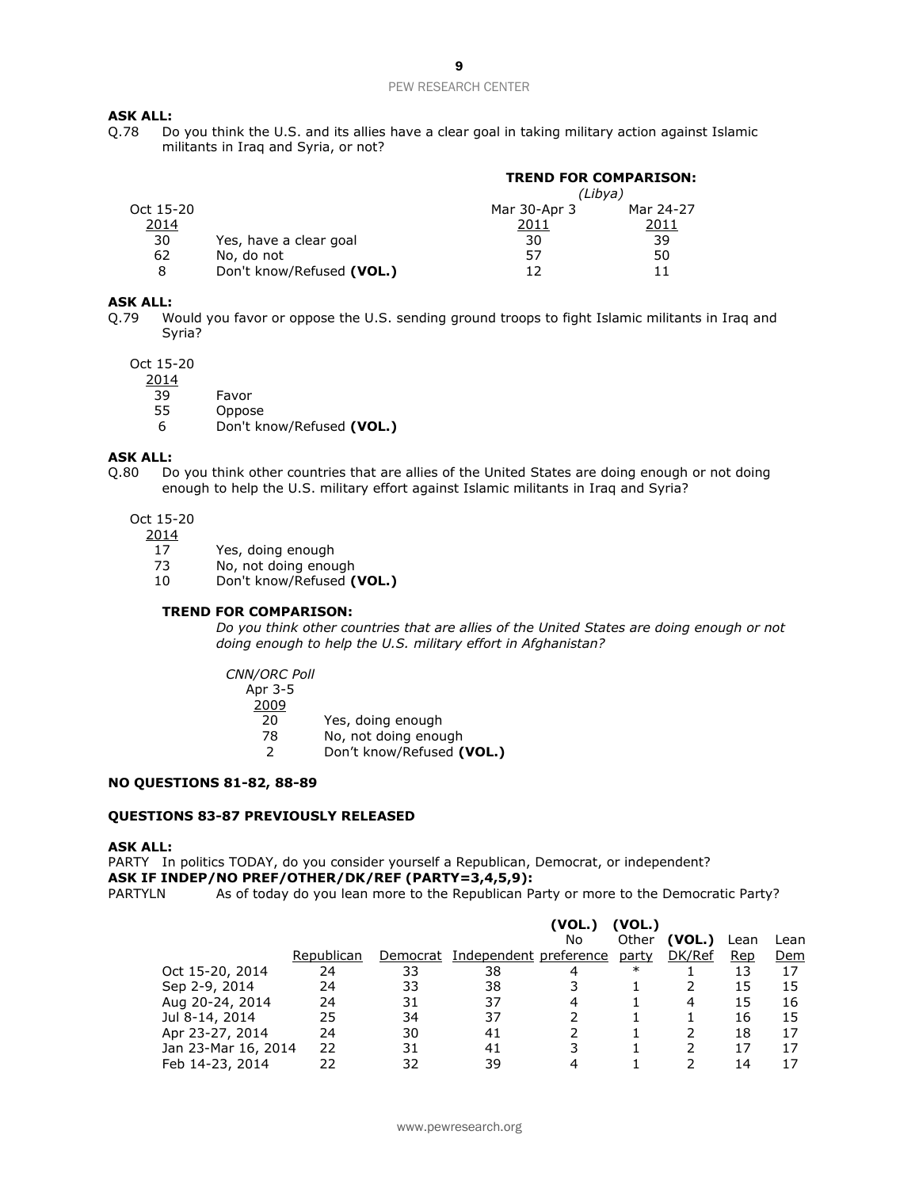**ASK ALL:**

Q.78 Do you think the U.S. and its allies have a clear goal in taking military action against Islamic militants in Iraq and Syria, or not?

| Oct 15-20 2014 | | TREND FOR COMPARISON: (Libya) Mar 30-Apr 3 2011 | Mar 24-27 2011 |
|---|---|---|---|
| 30 | Yes, have a clear goal | 30 | 39 |
| 62 | No, do not | 57 | 50 |
| 8 | Don't know/Refused **(VOL.)** | 12 | 11 |

**ASK ALL:**

Q.79 Would you favor or oppose the U.S. sending ground troops to fight Islamic militants in Iraq and Syria?

| Oct 15-20 2014 | |
|---|---|
| 39 | Favor |
| 55 | Oppose |
| 6 | Don't know/Refused **(VOL.)** |

**ASK ALL:**

Q.80 Do you think other countries that are allies of the United States are doing enough or not doing enough to help the U.S. military effort against Islamic militants in Iraq and Syria?

| Oct 15-20 2014 | |
|---|---|
| 17 | Yes, doing enough |
| 73 | No, not doing enough |
| 10 | Don't know/Refused **(VOL.)** |

**TREND FOR COMPARISON:**

*Do you think other countries that are allies of the United States are doing enough or not doing enough to help the U.S. military effort in Afghanistan?*

| *CNN/ORC Poll* Apr 3-5 2009 | |
|---|---|
| 20 | Yes, doing enough |
| 78 | No, not doing enough |
| 2 | Don't know/Refused **(VOL.)** |

**NO QUESTIONS 81-82, 88-89**

**QUESTIONS 83-87 PREVIOUSLY RELEASED**

**ASK ALL:**

PARTY In politics TODAY, do you consider yourself a Republican, Democrat, or independent?

**ASK IF INDEP/NO PREF/OTHER/DK/REF (PARTY=3,4,5,9):**

PARTYLN As of today do you lean more to the Republican Party or more to the Democratic Party?

| | Republican | Democrat | Independent | (VOL.) No preference | (VOL.) Other party | (VOL.) DK/Ref | Lean Rep | Lean Dem |
|---|---|---|---|---|---|---|---|---|
| Oct 15-20, 2014 | 24 | 33 | 38 | 4 | * | 1 | 13 | 17 |
| Sep 2-9, 2014 | 24 | 33 | 38 | 3 | 1 | 2 | 15 | 15 |
| Aug 20-24, 2014 | 24 | 31 | 37 | 4 | 1 | 4 | 15 | 16 |
| Jul 8-14, 2014 | 25 | 34 | 37 | 2 | 1 | 1 | 16 | 15 |
| Apr 23-27, 2014 | 24 | 30 | 41 | 2 | 1 | 2 | 18 | 17 |
| Jan 23-Mar 16, 2014 | 22 | 31 | 41 | 3 | 1 | 2 | 17 | 17 |
| Feb 14-23, 2014 | 22 | 32 | 39 | 4 | 1 | 2 | 14 | 17 |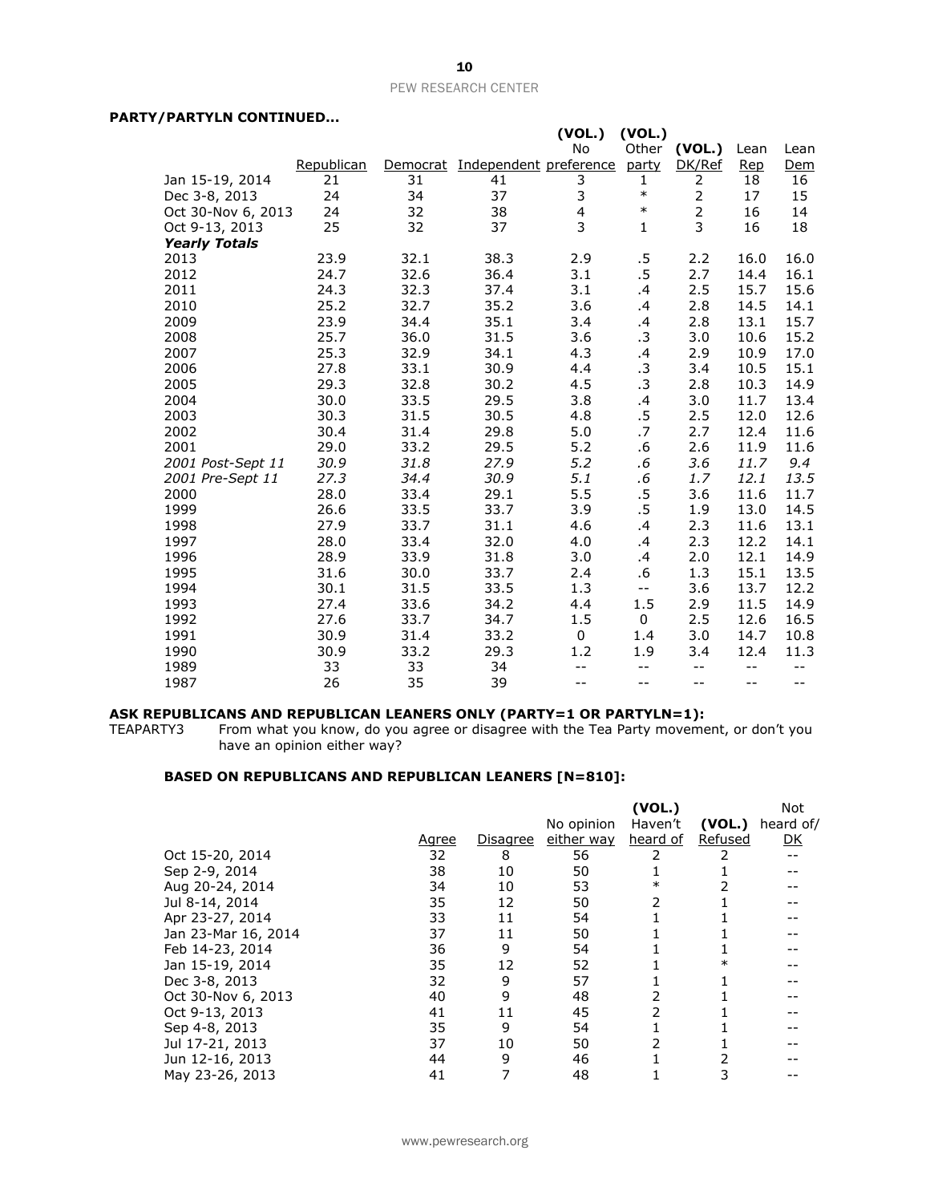**PARTY/PARTYLN CONTINUED…**

| | Republican | Democrat | Independent | (VOL.) No preference | (VOL.) Other party | (VOL.) DK/Ref | Lean Rep | Lean Dem |
|---|---|---|---|---|---|---|---|---|
| Jan 15-19, 2014 | 21 | 31 | 41 | 3 | 1 | 2 | 18 | 16 |
| Dec 3-8, 2013 | 24 | 34 | 37 | 3 | * | 2 | 17 | 15 |
| Oct 30-Nov 6, 2013 | 24 | 32 | 38 | 4 | * | 2 | 16 | 14 |
| Oct 9-13, 2013 | 25 | 32 | 37 | 3 | 1 | 3 | 16 | 18 |
| ***Yearly Totals*** | | | | | | | | |
| 2013 | 23.9 | 32.1 | 38.3 | 2.9 | .5 | 2.2 | 16.0 | 16.0 |
| 2012 | 24.7 | 32.6 | 36.4 | 3.1 | .5 | 2.7 | 14.4 | 16.1 |
| 2011 | 24.3 | 32.3 | 37.4 | 3.1 | .4 | 2.5 | 15.7 | 15.6 |
| 2010 | 25.2 | 32.7 | 35.2 | 3.6 | .4 | 2.8 | 14.5 | 14.1 |
| 2009 | 23.9 | 34.4 | 35.1 | 3.4 | .4 | 2.8 | 13.1 | 15.7 |
| 2008 | 25.7 | 36.0 | 31.5 | 3.6 | .3 | 3.0 | 10.6 | 15.2 |
| 2007 | 25.3 | 32.9 | 34.1 | 4.3 | .4 | 2.9 | 10.9 | 17.0 |
| 2006 | 27.8 | 33.1 | 30.9 | 4.4 | .3 | 3.4 | 10.5 | 15.1 |
| 2005 | 29.3 | 32.8 | 30.2 | 4.5 | .3 | 2.8 | 10.3 | 14.9 |
| 2004 | 30.0 | 33.5 | 29.5 | 3.8 | .4 | 3.0 | 11.7 | 13.4 |
| 2003 | 30.3 | 31.5 | 30.5 | 4.8 | .5 | 2.5 | 12.0 | 12.6 |
| 2002 | 30.4 | 31.4 | 29.8 | 5.0 | .7 | 2.7 | 12.4 | 11.6 |
| 2001 | 29.0 | 33.2 | 29.5 | 5.2 | .6 | 2.6 | 11.9 | 11.6 |
| *2001 Post-Sept 11* | *30.9* | *31.8* | *27.9* | *5.2* | *.6* | *3.6* | *11.7* | *9.4* |
| *2001 Pre-Sept 11* | *27.3* | *34.4* | *30.9* | *5.1* | *.6* | *1.7* | *12.1* | *13.5* |
| 2000 | 28.0 | 33.4 | 29.1 | 5.5 | .5 | 3.6 | 11.6 | 11.7 |
| 1999 | 26.6 | 33.5 | 33.7 | 3.9 | .5 | 1.9 | 13.0 | 14.5 |
| 1998 | 27.9 | 33.7 | 31.1 | 4.6 | .4 | 2.3 | 11.6 | 13.1 |
| 1997 | 28.0 | 33.4 | 32.0 | 4.0 | .4 | 2.3 | 12.2 | 14.1 |
| 1996 | 28.9 | 33.9 | 31.8 | 3.0 | .4 | 2.0 | 12.1 | 14.9 |
| 1995 | 31.6 | 30.0 | 33.7 | 2.4 | .6 | 1.3 | 15.1 | 13.5 |
| 1994 | 30.1 | 31.5 | 33.5 | 1.3 | -- | 3.6 | 13.7 | 12.2 |
| 1993 | 27.4 | 33.6 | 34.2 | 4.4 | 1.5 | 2.9 | 11.5 | 14.9 |
| 1992 | 27.6 | 33.7 | 34.7 | 1.5 | 0 | 2.5 | 12.6 | 16.5 |
| 1991 | 30.9 | 31.4 | 33.2 | 0 | 1.4 | 3.0 | 14.7 | 10.8 |
| 1990 | 30.9 | 33.2 | 29.3 | 1.2 | 1.9 | 3.4 | 12.4 | 11.3 |
| 1989 | 33 | 33 | 34 | -- | -- | -- | -- | -- |
| 1987 | 26 | 35 | 39 | -- | -- | -- | -- | -- |

**ASK REPUBLICANS AND REPUBLICAN LEANERS ONLY (PARTY=1 OR PARTYLN=1):**

TEAPARTY3 From what you know, do you agree or disagree with the Tea Party movement, or don't you have an opinion either way?

**BASED ON REPUBLICANS AND REPUBLICAN LEANERS [N=810]:**

| | Agree | Disagree | No opinion either way | (VOL.) Haven't heard of | (VOL.) Refused | Not heard of/ DK |
|---|---|---|---|---|---|---|
| Oct 15-20, 2014 | 32 | 8 | 56 | 2 | 2 | -- |
| Sep 2-9, 2014 | 38 | 10 | 50 | 1 | 1 | -- |
| Aug 20-24, 2014 | 34 | 10 | 53 | * | 2 | -- |
| Jul 8-14, 2014 | 35 | 12 | 50 | 2 | 1 | -- |
| Apr 23-27, 2014 | 33 | 11 | 54 | 1 | 1 | -- |
| Jan 23-Mar 16, 2014 | 37 | 11 | 50 | 1 | 1 | -- |
| Feb 14-23, 2014 | 36 | 9 | 54 | 1 | 1 | -- |
| Jan 15-19, 2014 | 35 | 12 | 52 | 1 | * | -- |
| Dec 3-8, 2013 | 32 | 9 | 57 | 1 | 1 | -- |
| Oct 30-Nov 6, 2013 | 40 | 9 | 48 | 2 | 1 | -- |
| Oct 9-13, 2013 | 41 | 11 | 45 | 2 | 1 | -- |
| Sep 4-8, 2013 | 35 | 9 | 54 | 1 | 1 | -- |
| Jul 17-21, 2013 | 37 | 10 | 50 | 2 | 1 | -- |
| Jun 12-16, 2013 | 44 | 9 | 46 | 1 | 2 | -- |
| May 23-26, 2013 | 41 | 7 | 48 | 1 | 3 | -- |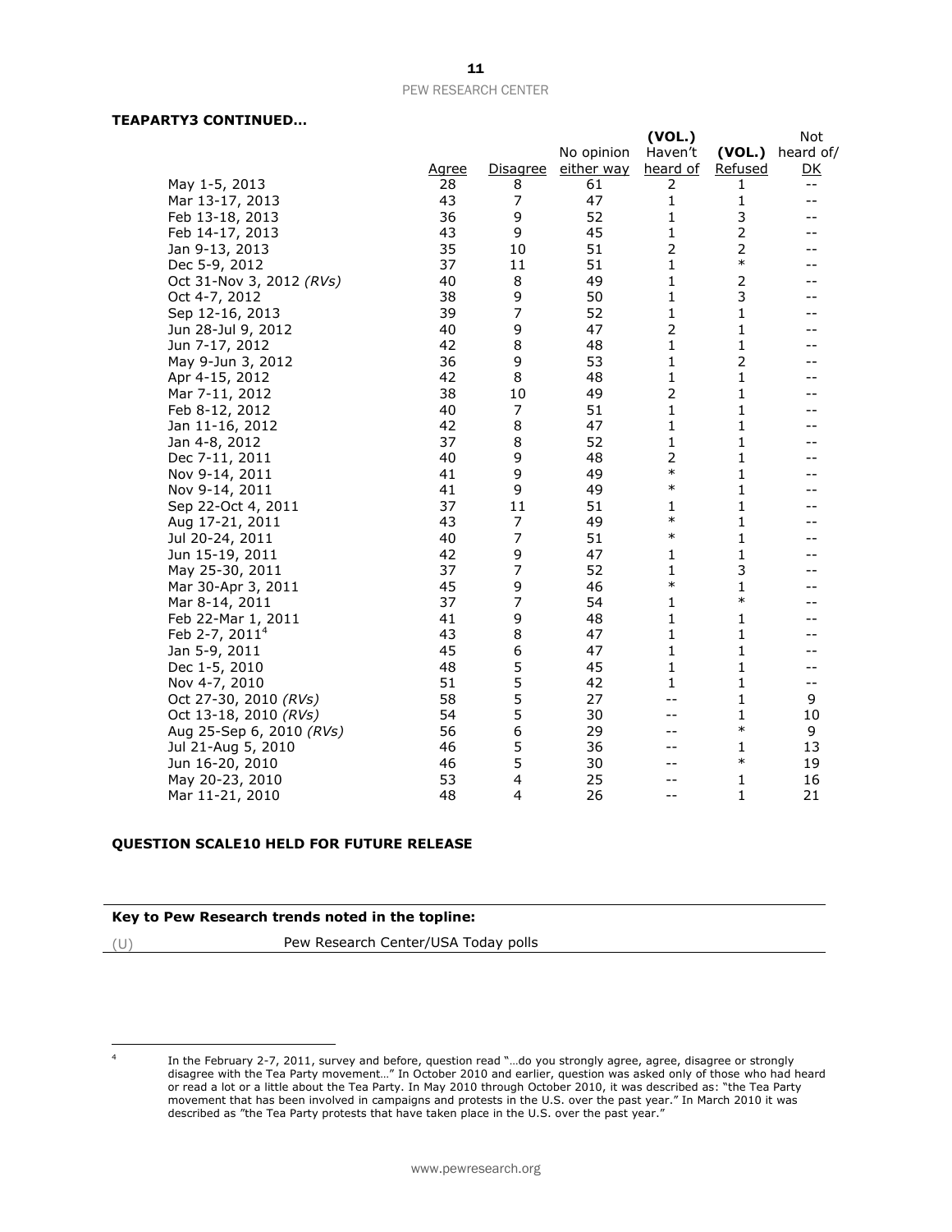**TEAPARTY3 CONTINUED…**

| | Agree | Disagree | No opinion either way | (VOL.) Haven't heard of | (VOL.) Refused | Not heard of/ DK |
|---|---|---|---|---|---|---|
| May 1-5, 2013 | 28 | 8 | 61 | 2 | 1 | -- |
| Mar 13-17, 2013 | 43 | 7 | 47 | 1 | 1 | -- |
| Feb 13-18, 2013 | 36 | 9 | 52 | 1 | 3 | -- |
| Feb 14-17, 2013 | 43 | 9 | 45 | 1 | 2 | -- |
| Jan 9-13, 2013 | 35 | 10 | 51 | 2 | 2 | -- |
| Dec 5-9, 2012 | 37 | 11 | 51 | 1 | * | -- |
| Oct 31-Nov 3, 2012 *(RVs)* | 40 | 8 | 49 | 1 | 2 | -- |
| Oct 4-7, 2012 | 38 | 9 | 50 | 1 | 3 | -- |
| Sep 12-16, 2013 | 39 | 7 | 52 | 1 | 1 | -- |
| Jun 28-Jul 9, 2012 | 40 | 9 | 47 | 2 | 1 | -- |
| Jun 7-17, 2012 | 42 | 8 | 48 | 1 | 1 | -- |
| May 9-Jun 3, 2012 | 36 | 9 | 53 | 1 | 2 | -- |
| Apr 4-15, 2012 | 42 | 8 | 48 | 1 | 1 | -- |
| Mar 7-11, 2012 | 38 | 10 | 49 | 2 | 1 | -- |
| Feb 8-12, 2012 | 40 | 7 | 51 | 1 | 1 | -- |
| Jan 11-16, 2012 | 42 | 8 | 47 | 1 | 1 | -- |
| Jan 4-8, 2012 | 37 | 8 | 52 | 1 | 1 | -- |
| Dec 7-11, 2011 | 40 | 9 | 48 | 2 | 1 | -- |
| Nov 9-14, 2011 | 41 | 9 | 49 | * | 1 | -- |
| Nov 9-14, 2011 | 41 | 9 | 49 | * | 1 | -- |
| Sep 22-Oct 4, 2011 | 37 | 11 | 51 | 1 | 1 | -- |
| Aug 17-21, 2011 | 43 | 7 | 49 | * | 1 | -- |
| Jul 20-24, 2011 | 40 | 7 | 51 | * | 1 | -- |
| Jun 15-19, 2011 | 42 | 9 | 47 | 1 | 1 | -- |
| May 25-30, 2011 | 37 | 7 | 52 | 1 | 3 | -- |
| Mar 30-Apr 3, 2011 | 45 | 9 | 46 | * | 1 | -- |
| Mar 8-14, 2011 | 37 | 7 | 54 | 1 | * | -- |
| Feb 22-Mar 1, 2011 | 41 | 9 | 48 | 1 | 1 | -- |
| Feb 2-7, 2011[4] | 43 | 8 | 47 | 1 | 1 | -- |
| Jan 5-9, 2011 | 45 | 6 | 47 | 1 | 1 | -- |
| Dec 1-5, 2010 | 48 | 5 | 45 | 1 | 1 | -- |
| Nov 4-7, 2010 | 51 | 5 | 42 | 1 | 1 | -- |
| Oct 27-30, 2010 *(RVs)* | 58 | 5 | 27 | -- | 1 | 9 |
| Oct 13-18, 2010 *(RVs)* | 54 | 5 | 30 | -- | 1 | 10 |
| Aug 25-Sep 6, 2010 *(RVs)* | 56 | 6 | 29 | -- | * | 9 |
| Jul 21-Aug 5, 2010 | 46 | 5 | 36 | -- | 1 | 13 |
| Jun 16-20, 2010 | 46 | 5 | 30 | -- | * | 19 |
| May 20-23, 2010 | 53 | 4 | 25 | -- | 1 | 16 |
| Mar 11-21, 2010 | 48 | 4 | 26 | -- | 1 | 21 |

**QUESTION SCALE10 HELD FOR FUTURE RELEASE**

**Key to Pew Research trends noted in the topline:**

(U) Pew Research Center/USA Today polls

[4] In the February 2-7, 2011, survey and before, question read "…do you strongly agree, agree, disagree or strongly disagree with the Tea Party movement…" In October 2010 and earlier, question was asked only of those who had heard or read a lot or a little about the Tea Party. In May 2010 through October 2010, it was described as: "the Tea Party movement that has been involved in campaigns and protests in the U.S. over the past year." In March 2010 it was described as "the Tea Party protests that have taken place in the U.S. over the past year."